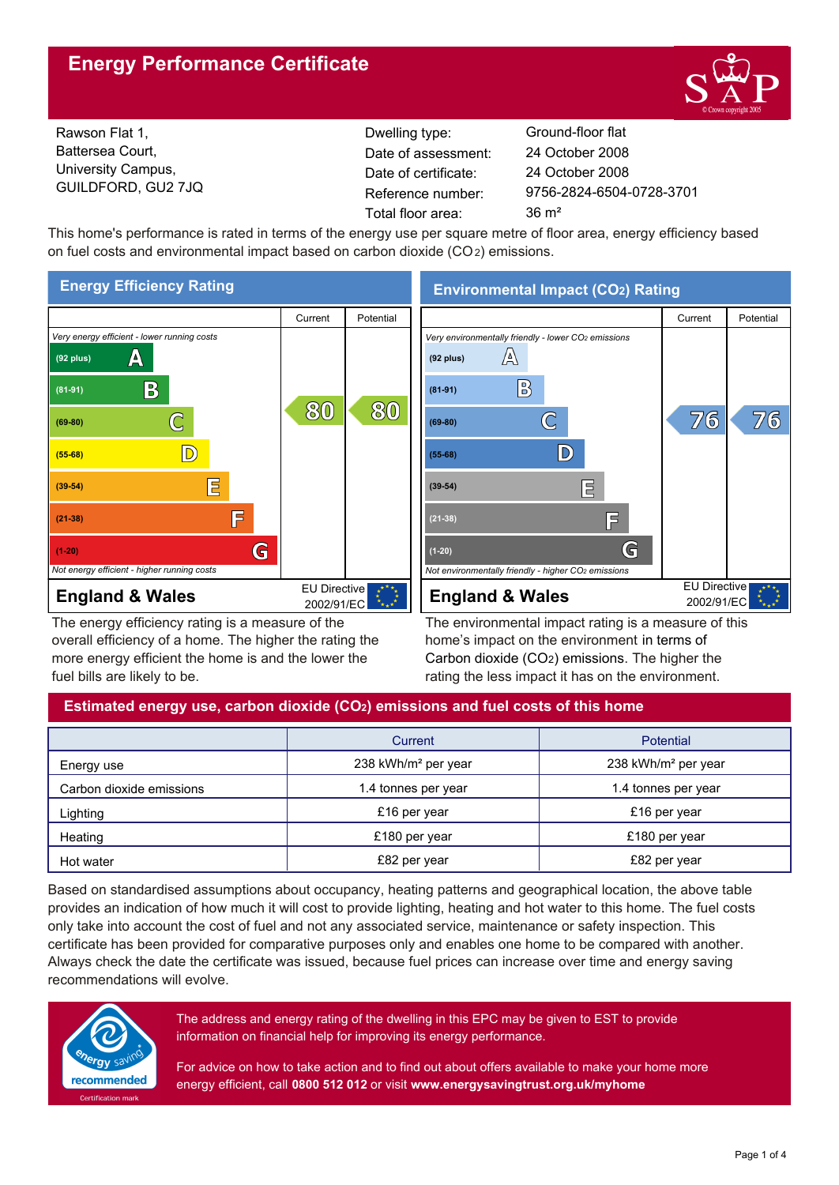# Energy Performance Certificate

Rawson Flat 1,
Battersea Court,
University Campus,
GUILDFORD, GU2 7JQ

| | |
|---|---|
| Dwelling type: | Ground-floor flat |
| Date of assessment: | 24 October 2008 |
| Date of certificate: | 24 October 2008 |
| Reference number: | 9756-2824-6504-0728-3701 |
| Total floor area: | 36 m² |

This home's performance is rated in terms of the energy use per square metre of floor area, energy efficiency based on fuel costs and environmental impact based on carbon dioxide ($CO_2$) emissions.

## Energy Efficiency Rating

| | Current | Potential |
|---|---|---|
| *Very energy efficient - lower running costs* | | |
| (92 plus) A | | |
| (81-91) B | | |
| (69-80) C | 80 | 80 |
| (55-68) D | | |
| (39-54) E | | |
| (21-38) F | | |
| (1-20) G | | |
| *Not energy efficient - higher running costs* | | |

**England & Wales** — EU Directive 2002/91/EC

The energy efficiency rating is a measure of the overall efficiency of a home. The higher the rating the more energy efficient the home is and the lower the fuel bills are likely to be.

## Environmental Impact ($CO_2$) Rating

| | Current | Potential |
|---|---|---|
| *Very environmentally friendly - lower $CO_2$ emissions* | | |
| (92 plus) A | | |
| (81-91) B | | |
| (69-80) C | 76 | 76 |
| (55-68) D | | |
| (39-54) E | | |
| (21-38) F | | |
| (1-20) G | | |
| *Not environmentally friendly - higher $CO_2$ emissions* | | |

**England & Wales** — EU Directive 2002/91/EC

The environmental impact rating is a measure of this home's impact on the environment in terms of Carbon dioxide ($CO_2$) emissions. The higher the rating the less impact it has on the environment.

## Estimated energy use, carbon dioxide ($CO_2$) emissions and fuel costs of this home

| | Current | Potential |
|---|---|---|
| Energy use | 238 kWh/m² per year | 238 kWh/m² per year |
| Carbon dioxide emissions | 1.4 tonnes per year | 1.4 tonnes per year |
| Lighting | £16 per year | £16 per year |
| Heating | £180 per year | £180 per year |
| Hot water | £82 per year | £82 per year |

Based on standardised assumptions about occupancy, heating patterns and geographical location, the above table provides an indication of how much it will cost to provide lighting, heating and hot water to this home. The fuel costs only take into account the cost of fuel and not any associated service, maintenance or safety inspection. This certificate has been provided for comparative purposes only and enables one home to be compared with another. Always check the date the certificate was issued, because fuel prices can increase over time and energy saving recommendations will evolve.

energy saving recommended — Certification mark

The address and energy rating of the dwelling in this EPC may be given to EST to provide information on financial help for improving its energy performance.

For advice on how to take action and to find out about offers available to make your home more energy efficient, call **0800 512 012** or visit **www.energysavingtrust.org.uk/myhome**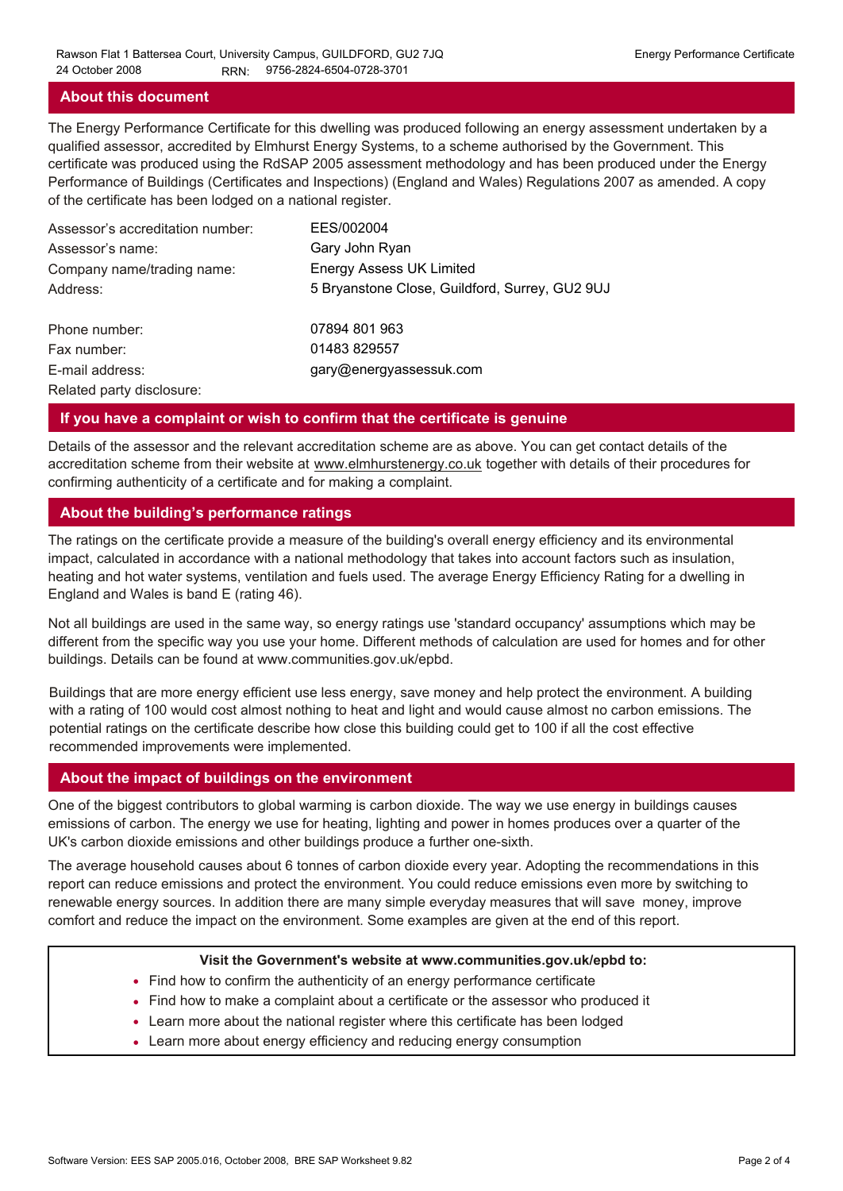## About this document

The Energy Performance Certificate for this dwelling was produced following an energy assessment undertaken by a qualified assessor, accredited by Elmhurst Energy Systems, to a scheme authorised by the Government. This certificate was produced using the RdSAP 2005 assessment methodology and has been produced under the Energy Performance of Buildings (Certificates and Inspections) (England and Wales) Regulations 2007 as amended. A copy of the certificate has been lodged on a national register.

| | |
|---|---|
| Assessor's accreditation number: | EES/002004 |
| Assessor's name: | Gary John Ryan |
| Company name/trading name: | Energy Assess UK Limited |
| Address: | 5 Bryanstone Close, Guildford, Surrey, GU2 9UJ |
| Phone number: | 07894 801 963 |
| Fax number: | 01483 829557 |
| E-mail address: | gary@energyassessuk.com |
| Related party disclosure: | |

## If you have a complaint or wish to confirm that the certificate is genuine

Details of the assessor and the relevant accreditation scheme are as above. You can get contact details of the accreditation scheme from their website at www.elmhurstenergy.co.uk together with details of their procedures for confirming authenticity of a certificate and for making a complaint.

## About the building's performance ratings

The ratings on the certificate provide a measure of the building's overall energy efficiency and its environmental impact, calculated in accordance with a national methodology that takes into account factors such as insulation, heating and hot water systems, ventilation and fuels used. The average Energy Efficiency Rating for a dwelling in England and Wales is band E (rating 46).

Not all buildings are used in the same way, so energy ratings use 'standard occupancy' assumptions which may be different from the specific way you use your home. Different methods of calculation are used for homes and for other buildings. Details can be found at www.communities.gov.uk/epbd.

Buildings that are more energy efficient use less energy, save money and help protect the environment. A building with a rating of 100 would cost almost nothing to heat and light and would cause almost no carbon emissions. The potential ratings on the certificate describe how close this building could get to 100 if all the cost effective recommended improvements were implemented.

## About the impact of buildings on the environment

One of the biggest contributors to global warming is carbon dioxide. The way we use energy in buildings causes emissions of carbon. The energy we use for heating, lighting and power in homes produces over a quarter of the UK's carbon dioxide emissions and other buildings produce a further one-sixth.

The average household causes about 6 tonnes of carbon dioxide every year. Adopting the recommendations in this report can reduce emissions and protect the environment. You could reduce emissions even more by switching to renewable energy sources. In addition there are many simple everyday measures that will save money, improve comfort and reduce the impact on the environment. Some examples are given at the end of this report.

**Visit the Government's website at www.communities.gov.uk/epbd to:**

- Find how to confirm the authenticity of an energy performance certificate
- Find how to make a complaint about a certificate or the assessor who produced it
- Learn more about the national register where this certificate has been lodged
- Learn more about energy efficiency and reducing energy consumption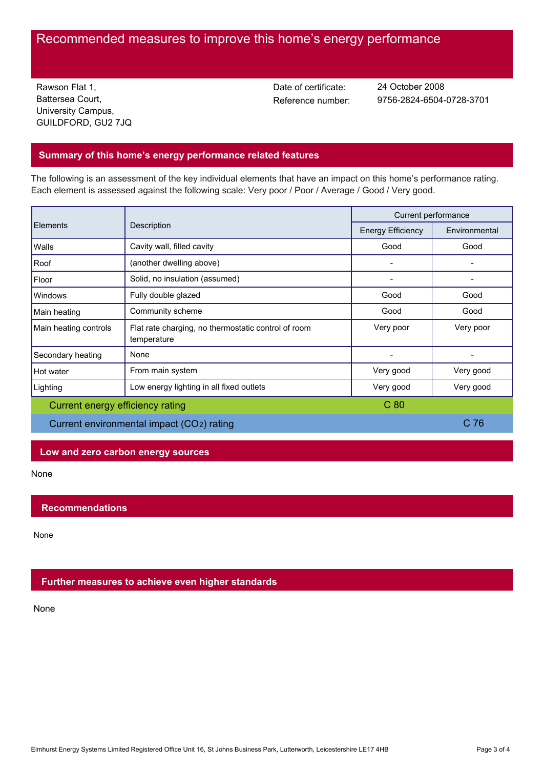# Recommended measures to improve this home's energy performance

Rawson Flat 1,
Battersea Court,
University Campus,
GUILDFORD, GU2 7JQ

Date of certificate: 24 October 2008
Reference number: 9756-2824-6504-0728-3701

## Summary of this home's energy performance related features

The following is an assessment of the key individual elements that have an impact on this home's performance rating. Each element is assessed against the following scale: Very poor / Poor / Average / Good / Very good.

| Elements | Description | Current performance | |
|---|---|---|---|
| | | Energy Efficiency | Environmental |
| Walls | Cavity wall, filled cavity | Good | Good |
| Roof | (another dwelling above) | - | - |
| Floor | Solid, no insulation (assumed) | - | - |
| Windows | Fully double glazed | Good | Good |
| Main heating | Community scheme | Good | Good |
| Main heating controls | Flat rate charging, no thermostatic control of room temperature | Very poor | Very poor |
| Secondary heating | None | - | - |
| Hot water | From main system | Very good | Very good |
| Lighting | Low energy lighting in all fixed outlets | Very good | Very good |
| Current energy efficiency rating | | C 80 | |
| Current environmental impact ($CO_2$) rating | | | C 76 |

## Low and zero carbon energy sources

None

## Recommendations

None

## Further measures to achieve even higher standards

None

Elmhurst Energy Systems Limited Registered Office Unit 16, St Johns Business Park, Lutterworth, Leicestershire LE17 4HB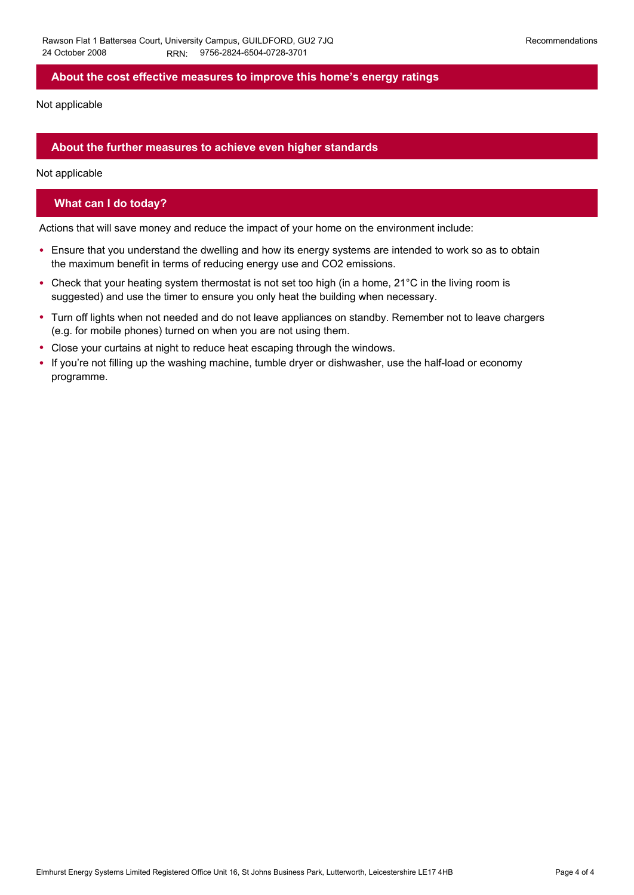## About the cost effective measures to improve this home's energy ratings

Not applicable

## About the further measures to achieve even higher standards

Not applicable

## What can I do today?

Actions that will save money and reduce the impact of your home on the environment include:

- Ensure that you understand the dwelling and how its energy systems are intended to work so as to obtain the maximum benefit in terms of reducing energy use and $CO_2$ emissions.
- Check that your heating system thermostat is not set too high (in a home, 21°C in the living room is suggested) and use the timer to ensure you only heat the building when necessary.
- Turn off lights when not needed and do not leave appliances on standby. Remember not to leave chargers (e.g. for mobile phones) turned on when you are not using them.
- Close your curtains at night to reduce heat escaping through the windows.
- If you're not filling up the washing machine, tumble dryer or dishwasher, use the half-load or economy programme.